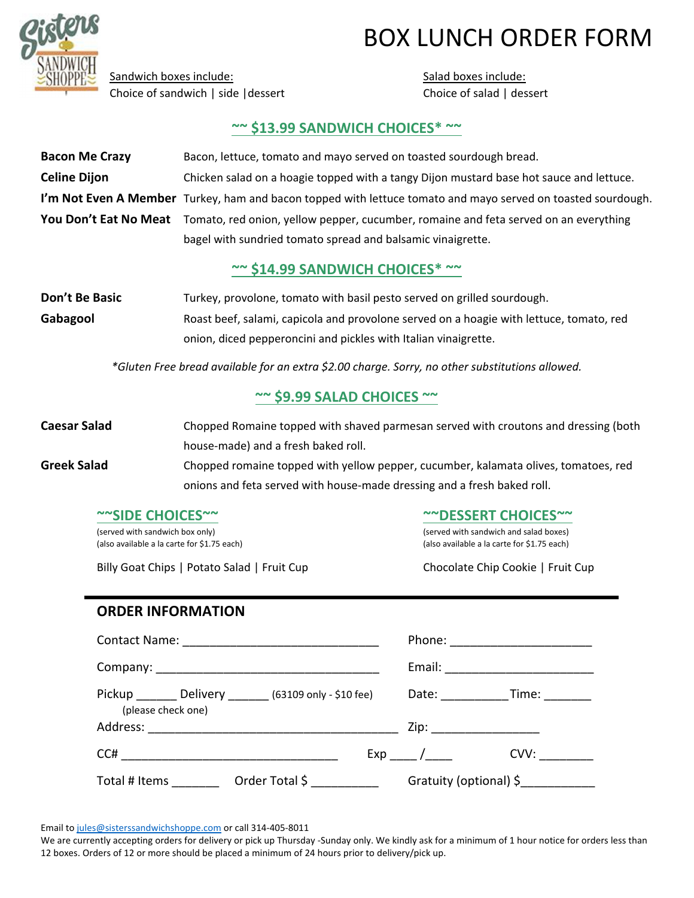# BOX LUNCH ORDER FORM

Sandwich boxes include:
Choice of sandwich | side | dessert

Salad boxes include:
Choice of salad | dessert

## ~~ $13.99 SANDWICH CHOICES* ~~

**Bacon Me Crazy** — Bacon, lettuce, tomato and mayo served on toasted sourdough bread.

**Celine Dijon** — Chicken salad on a hoagie topped with a tangy Dijon mustard base hot sauce and lettuce.

**I'm Not Even A Member** — Turkey, ham and bacon topped with lettuce tomato and mayo served on toasted sourdough.

**You Don't Eat No Meat** — Tomato, red onion, yellow pepper, cucumber, romaine and feta served on an everything bagel with sundried tomato spread and balsamic vinaigrette.

## ~~ $14.99 SANDWICH CHOICES* ~~

**Don't Be Basic** — Turkey, provolone, tomato with basil pesto served on grilled sourdough.

**Gabagool** — Roast beef, salami, capicola and provolone served on a hoagie with lettuce, tomato, red onion, diced pepperoncini and pickles with Italian vinaigrette.

*\*Gluten Free bread available for an extra $2.00 charge. Sorry, no other substitutions allowed.*

## ~~ $9.99 SALAD CHOICES ~~

**Caesar Salad** — Chopped Romaine topped with shaved parmesan served with croutons and dressing (both house-made) and a fresh baked roll.

**Greek Salad** — Chopped romaine topped with yellow pepper, cucumber, kalamata olives, tomatoes, red onions and feta served with house-made dressing and a fresh baked roll.

### ~~SIDE CHOICES~~

(served with sandwich box only)
(also available a la carte for $1.75 each)

Billy Goat Chips | Potato Salad | Fruit Cup

### ~~DESSERT CHOICES~~

(served with sandwich and salad boxes)
(also available a la carte for $1.75 each)

Chocolate Chip Cookie | Fruit Cup

## ORDER INFORMATION

Contact Name: ______________________________ Phone: ____________________

Company: __________________________________ Email: ______________________

Pickup ______ Delivery ______ (63109 only - $10 fee) (please check one) Date: __________ Time: _______

Address: _____________________________________ Zip: ________________

CC# _________________________________ Exp ____ /____ CVV: ________

Total # Items _______ Order Total $ __________ Gratuity (optional) $___________

Email to jules@sisterssandwichshoppe.com or call 314-405-8011

We are currently accepting orders for delivery or pick up Thursday -Sunday only. We kindly ask for a minimum of 1 hour notice for orders less than 12 boxes. Orders of 12 or more should be placed a minimum of 24 hours prior to delivery/pick up.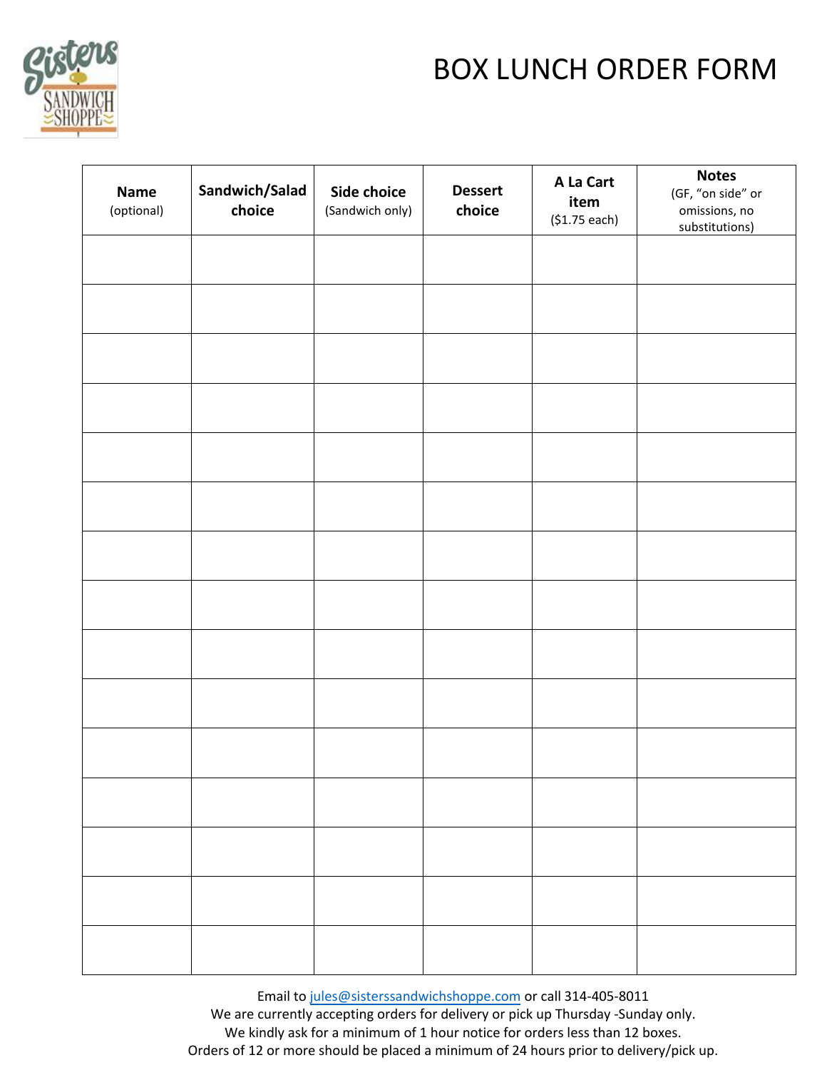# BOX LUNCH ORDER FORM

| **Name** (optional) | **Sandwich/Salad choice** | **Side choice** (Sandwich only) | **Dessert choice** | **A La Cart item** ($1.75 each) | **Notes** (GF, "on side" or omissions, no substitutions) |
|---|---|---|---|---|---|
| | | | | | |
| | | | | | |
| | | | | | |
| | | | | | |
| | | | | | |
| | | | | | |
| | | | | | |
| | | | | | |
| | | | | | |
| | | | | | |
| | | | | | |
| | | | | | |
| | | | | | |
| | | | | | |
| | | | | | |

Email to jules@sisterssandwichshoppe.com or call 314-405-8011

We are currently accepting orders for delivery or pick up Thursday -Sunday only.

We kindly ask for a minimum of 1 hour notice for orders less than 12 boxes.

Orders of 12 or more should be placed a minimum of 24 hours prior to delivery/pick up.